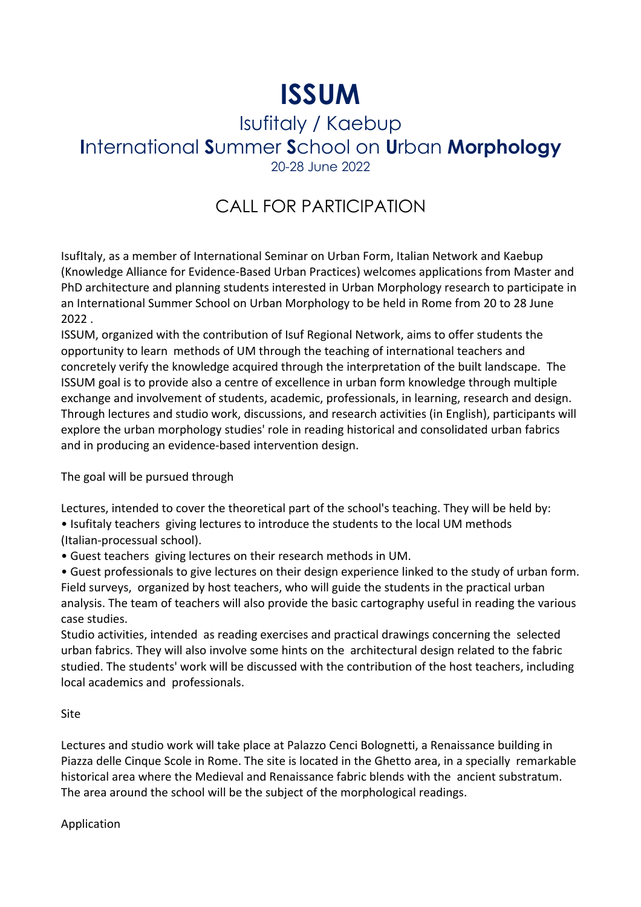# ISSUM

## Isufitaly / Kaebup

## **I**nternational **S**ummer **S**chool on **U**rban **Morphology**

20-28 June 2022

## CALL FOR PARTICIPATION

IsufItaly, as a member of International Seminar on Urban Form, Italian Network and Kaebup (Knowledge Alliance for Evidence-Based Urban Practices) welcomes applications from Master and PhD architecture and planning students interested in Urban Morphology research to participate in an International Summer School on Urban Morphology to be held in Rome from 20 to 28 June 2022 .

ISSUM, organized with the contribution of Isuf Regional Network, aims to offer students the opportunity to learn methods of UM through the teaching of international teachers and concretely verify the knowledge acquired through the interpretation of the built landscape. The ISSUM goal is to provide also a centre of excellence in urban form knowledge through multiple exchange and involvement of students, academic, professionals, in learning, research and design. Through lectures and studio work, discussions, and research activities (in English), participants will explore the urban morphology studies' role in reading historical and consolidated urban fabrics and in producing an evidence-based intervention design.

The goal will be pursued through

Lectures, intended to cover the theoretical part of the school's teaching. They will be held by:

- Isufitaly teachers giving lectures to introduce the students to the local UM methods (Italian-processual school).
- Guest teachers giving lectures on their research methods in UM.
- Guest professionals to give lectures on their design experience linked to the study of urban form.

Field surveys, organized by host teachers, who will guide the students in the practical urban analysis. The team of teachers will also provide the basic cartography useful in reading the various case studies.

Studio activities, intended as reading exercises and practical drawings concerning the selected urban fabrics. They will also involve some hints on the architectural design related to the fabric studied. The students' work will be discussed with the contribution of the host teachers, including local academics and professionals.

Site

Lectures and studio work will take place at Palazzo Cenci Bolognetti, a Renaissance building in Piazza delle Cinque Scole in Rome. The site is located in the Ghetto area, in a specially remarkable historical area where the Medieval and Renaissance fabric blends with the ancient substratum. The area around the school will be the subject of the morphological readings.

Application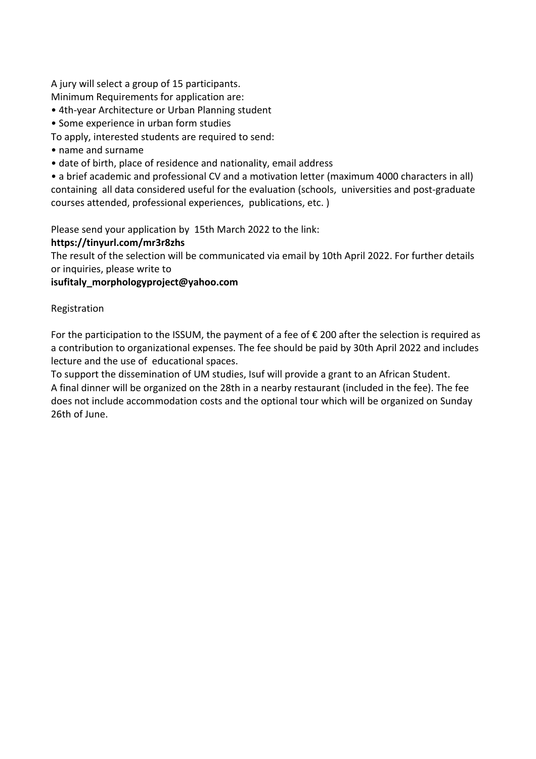A jury will select a group of 15 participants.
Minimum Requirements for application are:

- 4th-year Architecture or Urban Planning student
- Some experience in urban form studies

To apply, interested students are required to send:

- name and surname
- date of birth, place of residence and nationality, email address
- a brief academic and professional CV and a motivation letter (maximum 4000 characters in all) containing all data considered useful for the evaluation (schools, universities and post-graduate courses attended, professional experiences, publications, etc. )

Please send your application by 15th March 2022 to the link:
**https://tinyurl.com/mr3r8zhs**
The result of the selection will be communicated via email by 10th April 2022. For further details or inquiries, please write to
**isufitaly_morphologyproject@yahoo.com**

Registration

For the participation to the ISSUM, the payment of a fee of € 200 after the selection is required as a contribution to organizational expenses. The fee should be paid by 30th April 2022 and includes lecture and the use of educational spaces.
To support the dissemination of UM studies, Isuf will provide a grant to an African Student.
A final dinner will be organized on the 28th in a nearby restaurant (included in the fee). The fee does not include accommodation costs and the optional tour which will be organized on Sunday 26th of June.